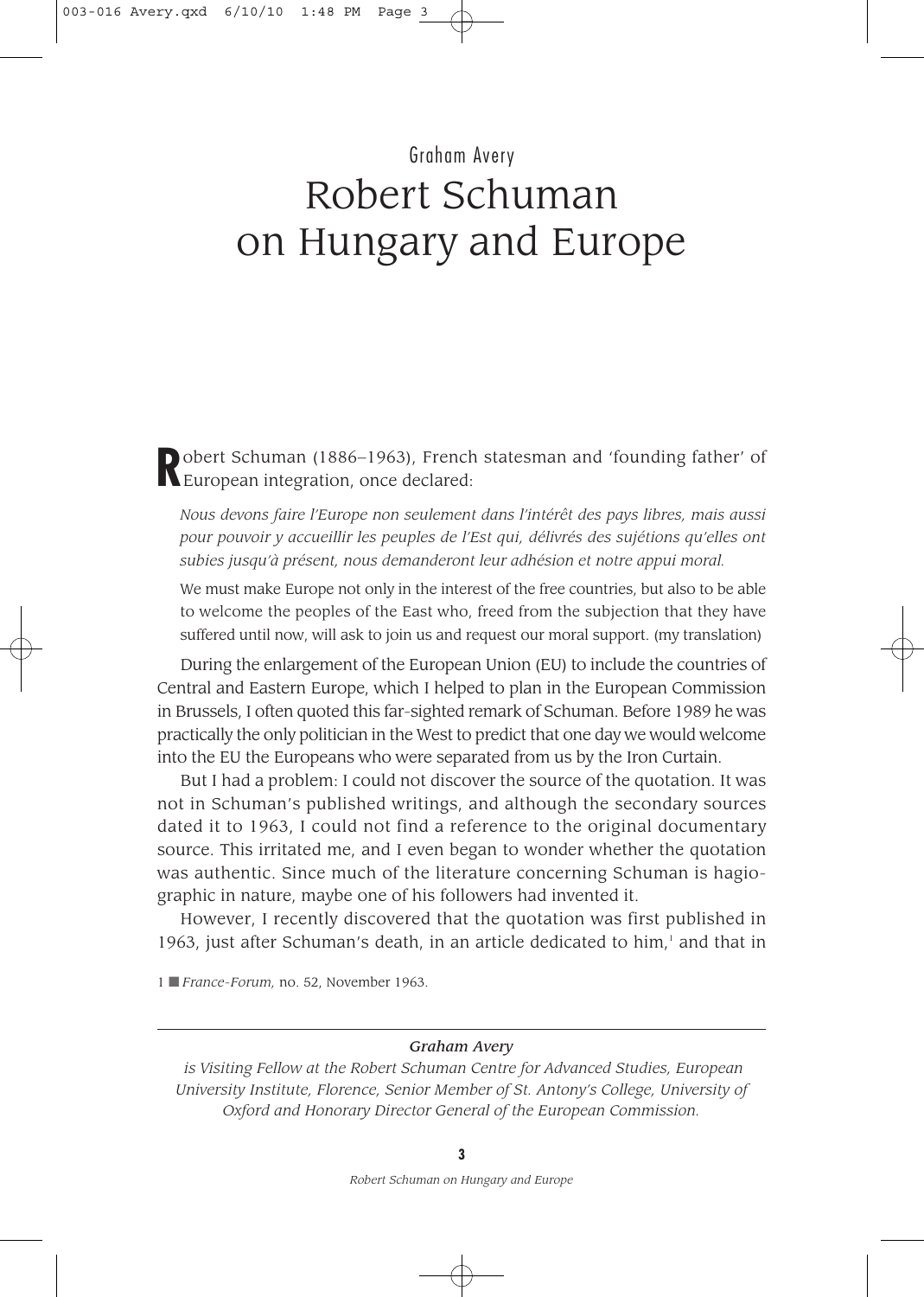Graham Avery

# Robert Schuman on Hungary and Europe

Robert Schuman (1886–1963), French statesman and 'founding father' of European integration, once declared:

> *Nous devons faire l'Europe non seulement dans l'intérêt des pays libres, mais aussi pour pouvoir y accueillir les peuples de l'Est qui, délivrés des sujétions qu'elles ont subies jusqu'à présent, nous demanderont leur adhésion et notre appui moral.*
>
> We must make Europe not only in the interest of the free countries, but also to be able to welcome the peoples of the East who, freed from the subjection that they have suffered until now, will ask to join us and request our moral support. (my translation)

During the enlargement of the European Union (EU) to include the countries of Central and Eastern Europe, which I helped to plan in the European Commission in Brussels, I often quoted this far-sighted remark of Schuman. Before 1989 he was practically the only politician in the West to predict that one day we would welcome into the EU the Europeans who were separated from us by the Iron Curtain.

But I had a problem: I could not discover the source of the quotation. It was not in Schuman's published writings, and although the secondary sources dated it to 1963, I could not find a reference to the original documentary source. This irritated me, and I even began to wonder whether the quotation was authentic. Since much of the literature concerning Schuman is hagiographic in nature, maybe one of his followers had invented it.

However, I recently discovered that the quotation was first published in 1963, just after Schuman's death, in an article dedicated to him,[1] and that in

[1] *France-Forum,* no. 52, November 1963.

---

***Graham Avery***

*is Visiting Fellow at the Robert Schuman Centre for Advanced Studies, European University Institute, Florence, Senior Member of St. Antony's College, University of Oxford and Honorary Director General of the European Commission.*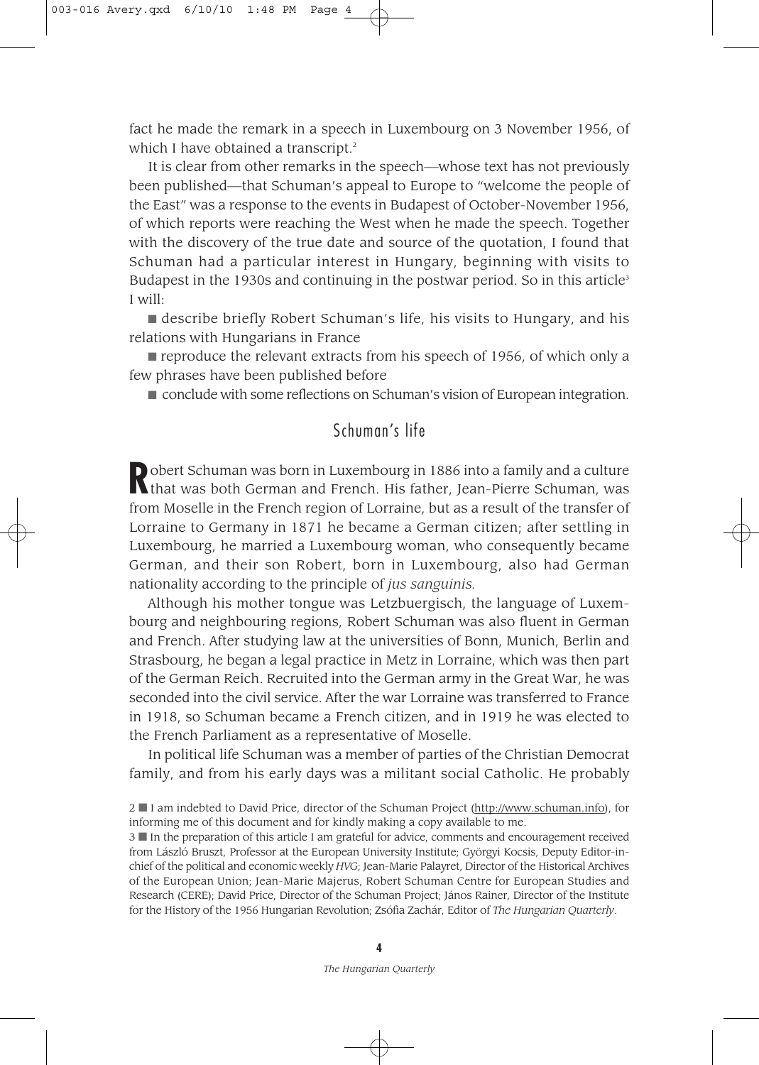fact he made the remark in a speech in Luxembourg on 3 November 1956, of which I have obtained a transcript.[2]

It is clear from other remarks in the speech—whose text has not previously been published—that Schuman's appeal to Europe to "welcome the people of the East" was a response to the events in Budapest of October-November 1956, of which reports were reaching the West when he made the speech. Together with the discovery of the true date and source of the quotation, I found that Schuman had a particular interest in Hungary, beginning with visits to Budapest in the 1930s and continuing in the postwar period. So in this article[3] I will:

- describe briefly Robert Schuman's life, his visits to Hungary, and his relations with Hungarians in France
- reproduce the relevant extracts from his speech of 1956, of which only a few phrases have been published before
- conclude with some reflections on Schuman's vision of European integration.

## Schuman's life

Robert Schuman was born in Luxembourg in 1886 into a family and a culture that was both German and French. His father, Jean-Pierre Schuman, was from Moselle in the French region of Lorraine, but as a result of the transfer of Lorraine to Germany in 1871 he became a German citizen; after settling in Luxembourg, he married a Luxembourg woman, who consequently became German, and their son Robert, born in Luxembourg, also had German nationality according to the principle of *jus sanguinis.*

Although his mother tongue was Letzbuergisch, the language of Luxembourg and neighbouring regions, Robert Schuman was also fluent in German and French. After studying law at the universities of Bonn, Munich, Berlin and Strasbourg, he began a legal practice in Metz in Lorraine, which was then part of the German Reich. Recruited into the German army in the Great War, he was seconded into the civil service. After the war Lorraine was transferred to France in 1918, so Schuman became a French citizen, and in 1919 he was elected to the French Parliament as a representative of Moselle.

In political life Schuman was a member of parties of the Christian Democrat family, and from his early days was a militant social Catholic. He probably

---

2 I am indebted to David Price, director of the Schuman Project (http://www.schuman.info), for informing me of this document and for kindly making a copy available to me.

3 In the preparation of this article I am grateful for advice, comments and encouragement received from László Bruszt, Professor at the European University Institute; Györgyi Kocsis, Deputy Editor-in-chief of the political and economic weekly *HVG*; Jean-Marie Palayret, Director of the Historical Archives of the European Union; Jean-Marie Majerus, Robert Schuman Centre for European Studies and Research (CERE); David Price, Director of the Schuman Project; János Rainer, Director of the Institute for the History of the 1956 Hungarian Revolution; Zsófia Zachár, Editor of *The Hungarian Quarterly*.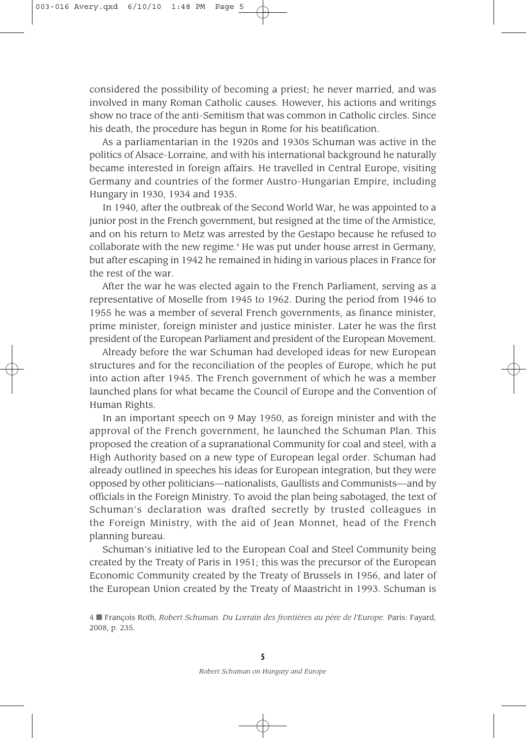considered the possibility of becoming a priest; he never married, and was involved in many Roman Catholic causes. However, his actions and writings show no trace of the anti-Semitism that was common in Catholic circles. Since his death, the procedure has begun in Rome for his beatification.

As a parliamentarian in the 1920s and 1930s Schuman was active in the politics of Alsace-Lorraine, and with his international background he naturally became interested in foreign affairs. He travelled in Central Europe, visiting Germany and countries of the former Austro-Hungarian Empire, including Hungary in 1930, 1934 and 1935.

In 1940, after the outbreak of the Second World War, he was appointed to a junior post in the French government, but resigned at the time of the Armistice, and on his return to Metz was arrested by the Gestapo because he refused to collaborate with the new regime.[4] He was put under house arrest in Germany, but after escaping in 1942 he remained in hiding in various places in France for the rest of the war.

After the war he was elected again to the French Parliament, serving as a representative of Moselle from 1945 to 1962. During the period from 1946 to 1955 he was a member of several French governments, as finance minister, prime minister, foreign minister and justice minister. Later he was the first president of the European Parliament and president of the European Movement.

Already before the war Schuman had developed ideas for new European structures and for the reconciliation of the peoples of Europe, which he put into action after 1945. The French government of which he was a member launched plans for what became the Council of Europe and the Convention of Human Rights.

In an important speech on 9 May 1950, as foreign minister and with the approval of the French government, he launched the Schuman Plan. This proposed the creation of a supranational Community for coal and steel, with a High Authority based on a new type of European legal order. Schuman had already outlined in speeches his ideas for European integration, but they were opposed by other politicians—nationalists, Gaullists and Communists—and by officials in the Foreign Ministry. To avoid the plan being sabotaged, the text of Schuman's declaration was drafted secretly by trusted colleagues in the Foreign Ministry, with the aid of Jean Monnet, head of the French planning bureau.

Schuman's initiative led to the European Coal and Steel Community being created by the Treaty of Paris in 1951; this was the precursor of the European Economic Community created by the Treaty of Brussels in 1956, and later of the European Union created by the Treaty of Maastricht in 1993. Schuman is

4 ■ François Roth, *Robert Schuman. Du Lorrain des frontières au père de l'Europe.* Paris: Fayard, 2008, p. 235.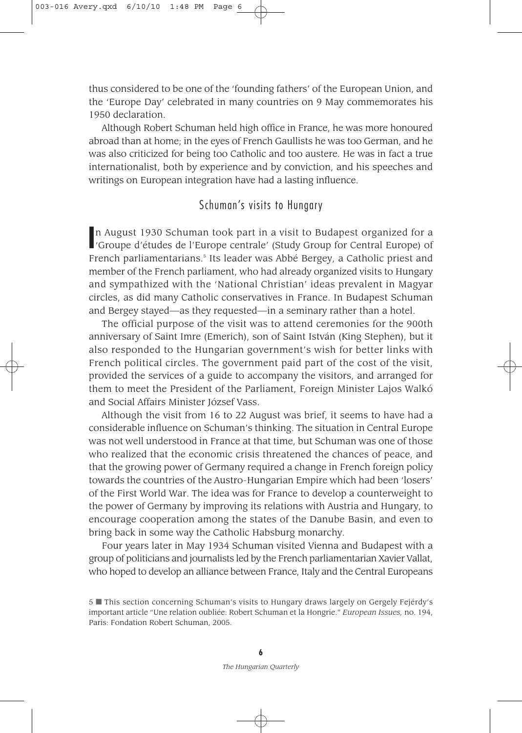thus considered to be one of the 'founding fathers' of the European Union, and the 'Europe Day' celebrated in many countries on 9 May commemorates his 1950 declaration.

Although Robert Schuman held high office in France, he was more honoured abroad than at home; in the eyes of French Gaullists he was too German, and he was also criticized for being too Catholic and too austere. He was in fact a true internationalist, both by experience and by conviction, and his speeches and writings on European integration have had a lasting influence.

## Schuman's visits to Hungary

In August 1930 Schuman took part in a visit to Budapest organized for a 'Groupe d'études de l'Europe centrale' (Study Group for Central Europe) of French parliamentarians.[5] Its leader was Abbé Bergey, a Catholic priest and member of the French parliament, who had already organized visits to Hungary and sympathized with the 'National Christian' ideas prevalent in Magyar circles, as did many Catholic conservatives in France. In Budapest Schuman and Bergey stayed—as they requested—in a seminary rather than a hotel.

The official purpose of the visit was to attend ceremonies for the 900th anniversary of Saint Imre (Emerich), son of Saint István (King Stephen), but it also responded to the Hungarian government's wish for better links with French political circles. The government paid part of the cost of the visit, provided the services of a guide to accompany the visitors, and arranged for them to meet the President of the Parliament, Foreign Minister Lajos Walkó and Social Affairs Minister József Vass.

Although the visit from 16 to 22 August was brief, it seems to have had a considerable influence on Schuman's thinking. The situation in Central Europe was not well understood in France at that time, but Schuman was one of those who realized that the economic crisis threatened the chances of peace, and that the growing power of Germany required a change in French foreign policy towards the countries of the Austro-Hungarian Empire which had been 'losers' of the First World War. The idea was for France to develop a counterweight to the power of Germany by improving its relations with Austria and Hungary, to encourage cooperation among the states of the Danube Basin, and even to bring back in some way the Catholic Habsburg monarchy.

Four years later in May 1934 Schuman visited Vienna and Budapest with a group of politicians and journalists led by the French parliamentarian Xavier Vallat, who hoped to develop an alliance between France, Italy and the Central Europeans

5 ■ This section concerning Schuman's visits to Hungary draws largely on Gergely Fejérdy's important article "Une relation oubliée: Robert Schuman et la Hongrie." *European Issues,* no. 194, Paris: Fondation Robert Schuman, 2005.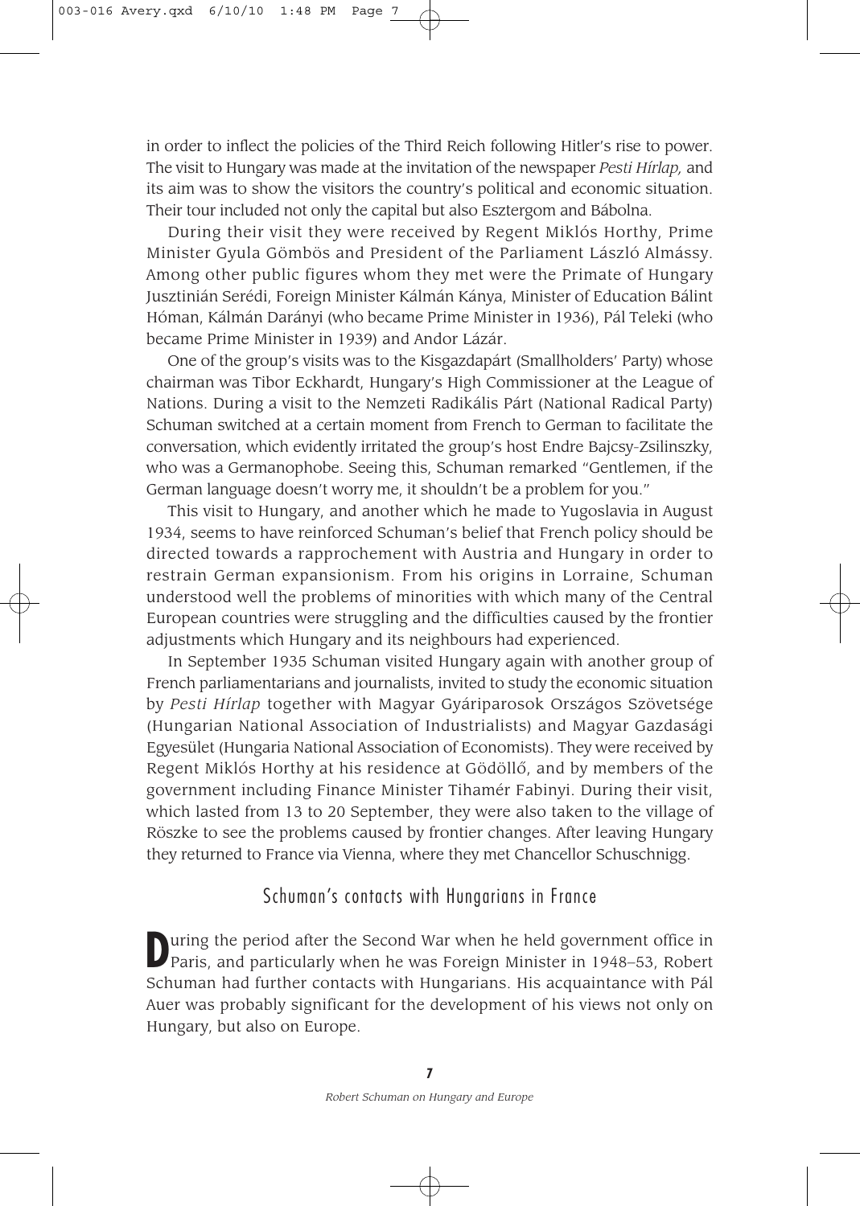in order to inflect the policies of the Third Reich following Hitler's rise to power. The visit to Hungary was made at the invitation of the newspaper *Pesti Hírlap,* and its aim was to show the visitors the country's political and economic situation. Their tour included not only the capital but also Esztergom and Bábolna.

During their visit they were received by Regent Miklós Horthy, Prime Minister Gyula Gömbös and President of the Parliament László Almássy. Among other public figures whom they met were the Primate of Hungary Jusztinián Serédi, Foreign Minister Kálmán Kánya, Minister of Education Bálint Hóman, Kálmán Darányi (who became Prime Minister in 1936), Pál Teleki (who became Prime Minister in 1939) and Andor Lázár.

One of the group's visits was to the Kisgazdapárt (Smallholders' Party) whose chairman was Tibor Eckhardt, Hungary's High Commissioner at the League of Nations. During a visit to the Nemzeti Radikális Párt (National Radical Party) Schuman switched at a certain moment from French to German to facilitate the conversation, which evidently irritated the group's host Endre Bajcsy-Zsilinszky, who was a Germanophobe. Seeing this, Schuman remarked "Gentlemen, if the German language doesn't worry me, it shouldn't be a problem for you."

This visit to Hungary, and another which he made to Yugoslavia in August 1934, seems to have reinforced Schuman's belief that French policy should be directed towards a rapprochement with Austria and Hungary in order to restrain German expansionism. From his origins in Lorraine, Schuman understood well the problems of minorities with which many of the Central European countries were struggling and the difficulties caused by the frontier adjustments which Hungary and its neighbours had experienced.

In September 1935 Schuman visited Hungary again with another group of French parliamentarians and journalists, invited to study the economic situation by *Pesti Hírlap* together with Magyar Gyáriparosok Országos Szövetsége (Hungarian National Association of Industrialists) and Magyar Gazdasági Egyesület (Hungaria National Association of Economists). They were received by Regent Miklós Horthy at his residence at Gödöllő, and by members of the government including Finance Minister Tihamér Fabinyi. During their visit, which lasted from 13 to 20 September, they were also taken to the village of Röszke to see the problems caused by frontier changes. After leaving Hungary they returned to France via Vienna, where they met Chancellor Schuschnigg.

## Schuman's contacts with Hungarians in France

During the period after the Second War when he held government office in Paris, and particularly when he was Foreign Minister in 1948–53, Robert Schuman had further contacts with Hungarians. His acquaintance with Pál Auer was probably significant for the development of his views not only on Hungary, but also on Europe.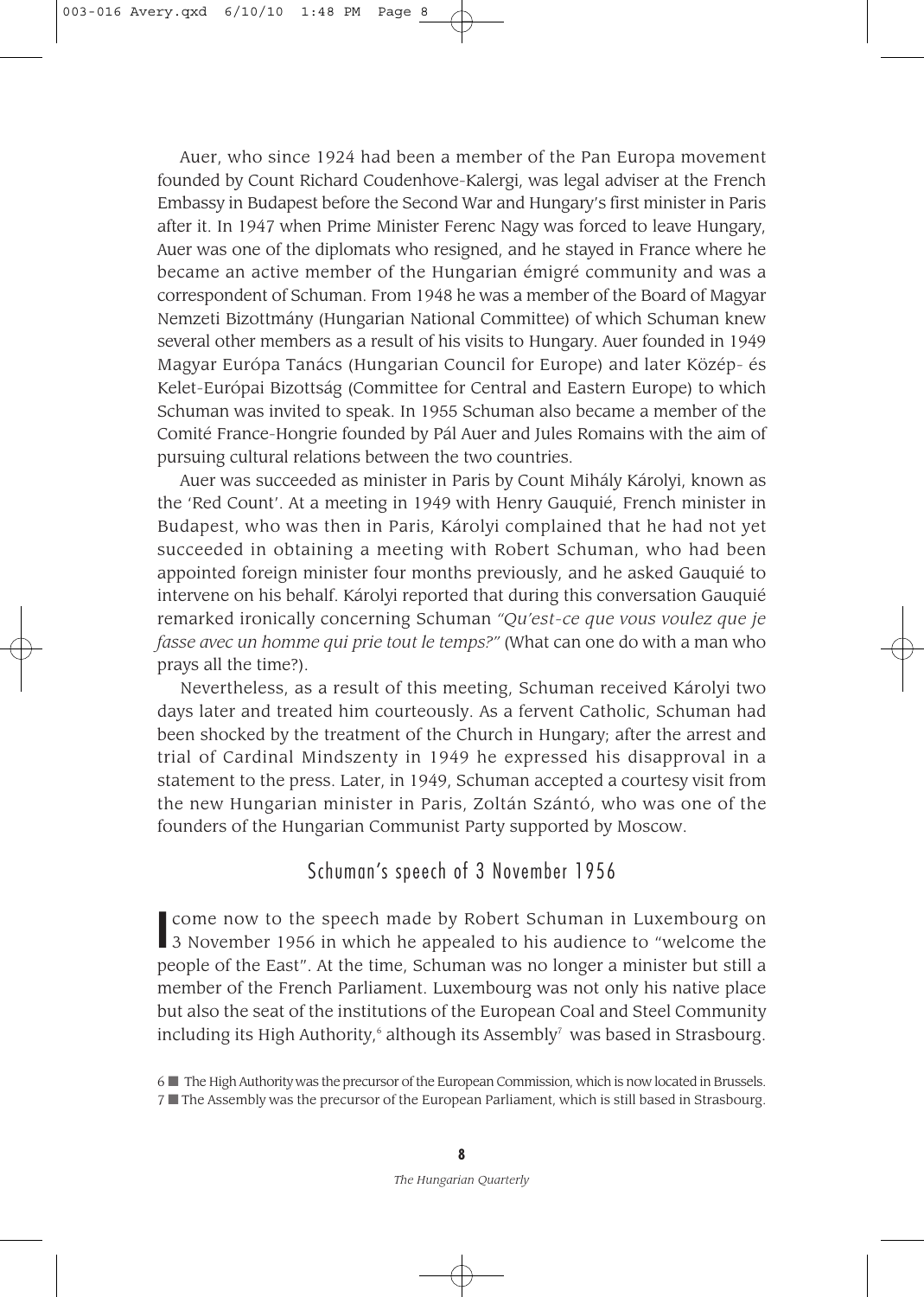Auer, who since 1924 had been a member of the Pan Europa movement founded by Count Richard Coudenhove-Kalergi, was legal adviser at the French Embassy in Budapest before the Second War and Hungary's first minister in Paris after it. In 1947 when Prime Minister Ferenc Nagy was forced to leave Hungary, Auer was one of the diplomats who resigned, and he stayed in France where he became an active member of the Hungarian émigré community and was a correspondent of Schuman. From 1948 he was a member of the Board of Magyar Nemzeti Bizottmány (Hungarian National Committee) of which Schuman knew several other members as a result of his visits to Hungary. Auer founded in 1949 Magyar Európa Tanács (Hungarian Council for Europe) and later Közép- és Kelet-Európai Bizottság (Committee for Central and Eastern Europe) to which Schuman was invited to speak. In 1955 Schuman also became a member of the Comité France-Hongrie founded by Pál Auer and Jules Romains with the aim of pursuing cultural relations between the two countries.

Auer was succeeded as minister in Paris by Count Mihály Károlyi, known as the 'Red Count'. At a meeting in 1949 with Henry Gauquié, French minister in Budapest, who was then in Paris, Károlyi complained that he had not yet succeeded in obtaining a meeting with Robert Schuman, who had been appointed foreign minister four months previously, and he asked Gauquié to intervene on his behalf. Károlyi reported that during this conversation Gauquié remarked ironically concerning Schuman *"Qu'est-ce que vous voulez que je fasse avec un homme qui prie tout le temps?"* (What can one do with a man who prays all the time?).

Nevertheless, as a result of this meeting, Schuman received Károlyi two days later and treated him courteously. As a fervent Catholic, Schuman had been shocked by the treatment of the Church in Hungary; after the arrest and trial of Cardinal Mindszenty in 1949 he expressed his disapproval in a statement to the press. Later, in 1949, Schuman accepted a courtesy visit from the new Hungarian minister in Paris, Zoltán Szántó, who was one of the founders of the Hungarian Communist Party supported by Moscow.

## Schuman's speech of 3 November 1956

I come now to the speech made by Robert Schuman in Luxembourg on 3 November 1956 in which he appealed to his audience to "welcome the people of the East". At the time, Schuman was no longer a minister but still a member of the French Parliament. Luxembourg was not only his native place but also the seat of the institutions of the European Coal and Steel Community including its High Authority,[6] although its Assembly[7] was based in Strasbourg.

6 ■ The High Authority was the precursor of the European Commission, which is now located in Brussels.
7 ■ The Assembly was the precursor of the European Parliament, which is still based in Strasbourg.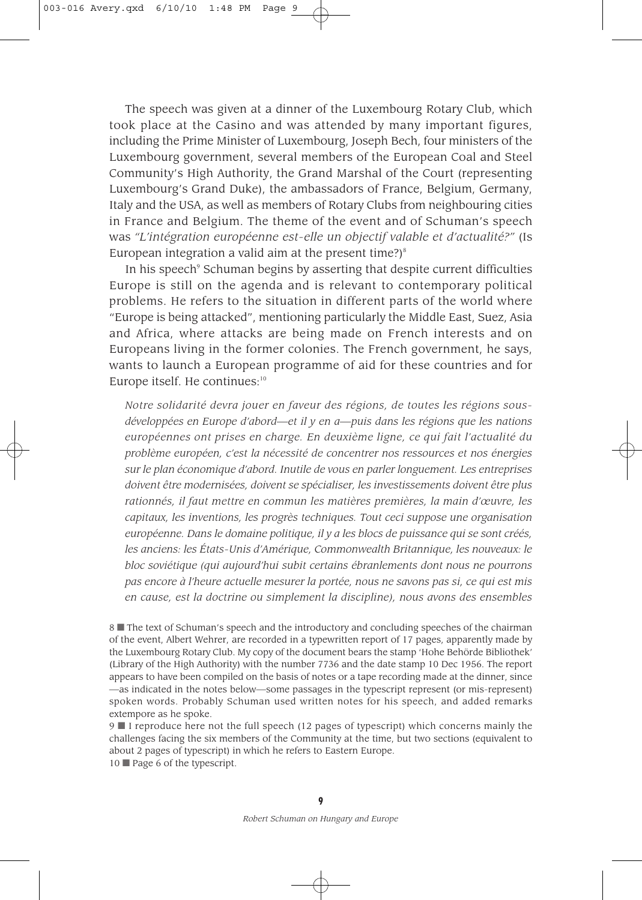The speech was given at a dinner of the Luxembourg Rotary Club, which took place at the Casino and was attended by many important figures, including the Prime Minister of Luxembourg, Joseph Bech, four ministers of the Luxembourg government, several members of the European Coal and Steel Community's High Authority, the Grand Marshal of the Court (representing Luxembourg's Grand Duke), the ambassadors of France, Belgium, Germany, Italy and the USA, as well as members of Rotary Clubs from neighbouring cities in France and Belgium. The theme of the event and of Schuman's speech was *"L'intégration européenne est-elle un objectif valable et d'actualité?"* (Is European integration a valid aim at the present time?)[8]

In his speech[9] Schuman begins by asserting that despite current difficulties Europe is still on the agenda and is relevant to contemporary political problems. He refers to the situation in different parts of the world where "Europe is being attacked", mentioning particularly the Middle East, Suez, Asia and Africa, where attacks are being made on French interests and on Europeans living in the former colonies. The French government, he says, wants to launch a European programme of aid for these countries and for Europe itself. He continues:[10]

> *Notre solidarité devra jouer en faveur des régions, de toutes les régions sous-développées en Europe d'abord—et il y en a—puis dans les régions que les nations européennes ont prises en charge. En deuxième ligne, ce qui fait l'actualité du problème européen, c'est la nécessité de concentrer nos ressources et nos énergies sur le plan économique d'abord. Inutile de vous en parler longuement. Les entreprises doivent être modernisées, doivent se spécialiser, les investissements doivent être plus rationnés, il faut mettre en commun les matières premières, la main d'œuvre, les capitaux, les inventions, les progrès techniques. Tout ceci suppose une organisation européenne. Dans le domaine politique, il y a les blocs de puissance qui se sont créés, les anciens: les États-Unis d'Amérique, Commonwealth Britannique, les nouveaux: le bloc soviétique (qui aujourd'hui subit certains ébranlements dont nous ne pourrons pas encore à l'heure actuelle mesurer la portée, nous ne savons pas si, ce qui est mis en cause, est la doctrine ou simplement la discipline), nous avons des ensembles*

8 ■ The text of Schuman's speech and the introductory and concluding speeches of the chairman of the event, Albert Wehrer, are recorded in a typewritten report of 17 pages, apparently made by the Luxembourg Rotary Club. My copy of the document bears the stamp 'Hohe Behörde Bibliothek' (Library of the High Authority) with the number 7736 and the date stamp 10 Dec 1956. The report appears to have been compiled on the basis of notes or a tape recording made at the dinner, since —as indicated in the notes below—some passages in the typescript represent (or mis-represent) spoken words. Probably Schuman used written notes for his speech, and added remarks extempore as he spoke.

9 ■ I reproduce here not the full speech (12 pages of typescript) which concerns mainly the challenges facing the six members of the Community at the time, but two sections (equivalent to about 2 pages of typescript) in which he refers to Eastern Europe.

10 ■ Page 6 of the typescript.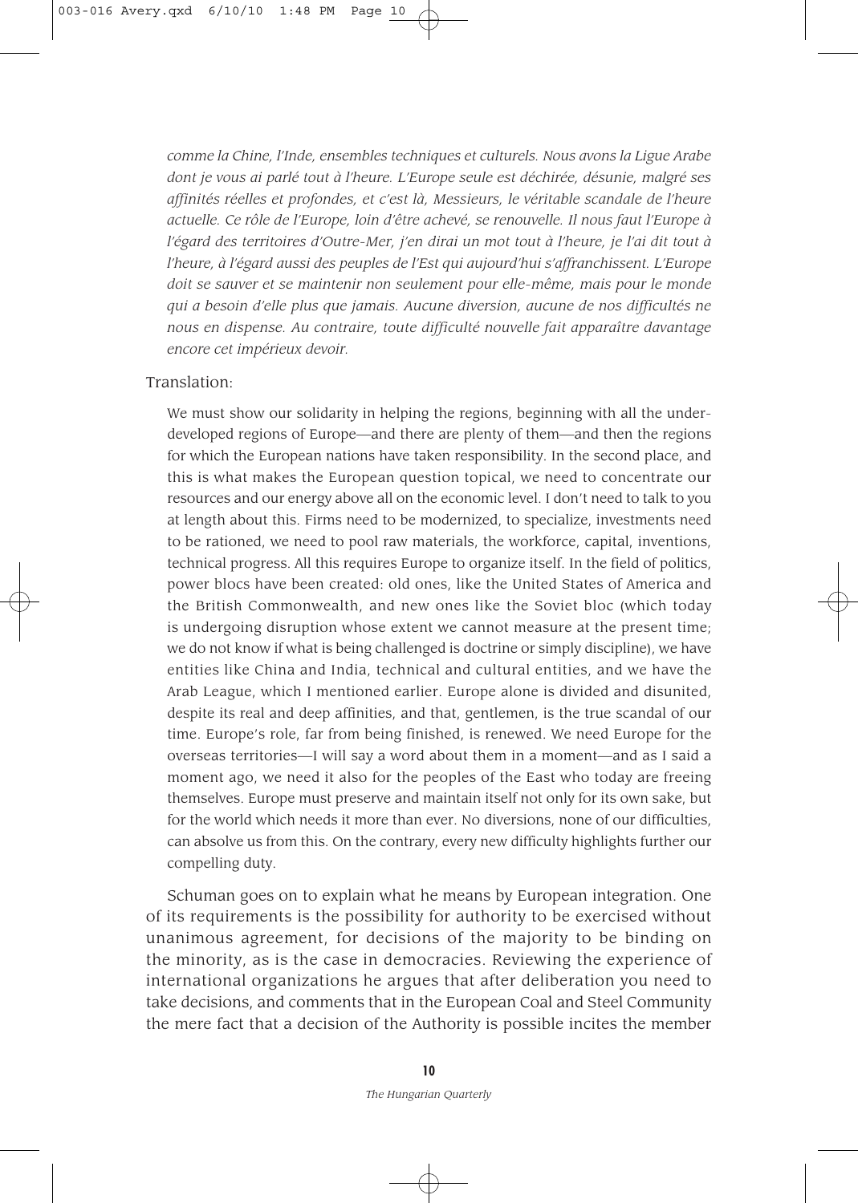*comme la Chine, l'Inde, ensembles techniques et culturels. Nous avons la Ligue Arabe dont je vous ai parlé tout à l'heure. L'Europe seule est déchirée, désunie, malgré ses affinités réelles et profondes, et c'est là, Messieurs, le véritable scandale de l'heure actuelle. Ce rôle de l'Europe, loin d'être achevé, se renouvelle. Il nous faut l'Europe à l'égard des territoires d'Outre-Mer, j'en dirai un mot tout à l'heure, je l'ai dit tout à l'heure, à l'égard aussi des peuples de l'Est qui aujourd'hui s'affranchissent. L'Europe doit se sauver et se maintenir non seulement pour elle-même, mais pour le monde qui a besoin d'elle plus que jamais. Aucune diversion, aucune de nos difficultés ne nous en dispense. Au contraire, toute difficulté nouvelle fait apparaître davantage encore cet impérieux devoir.*

Translation:

> We must show our solidarity in helping the regions, beginning with all the underdeveloped regions of Europe—and there are plenty of them—and then the regions for which the European nations have taken responsibility. In the second place, and this is what makes the European question topical, we need to concentrate our resources and our energy above all on the economic level. I don't need to talk to you at length about this. Firms need to be modernized, to specialize, investments need to be rationed, we need to pool raw materials, the workforce, capital, inventions, technical progress. All this requires Europe to organize itself. In the field of politics, power blocs have been created: old ones, like the United States of America and the British Commonwealth, and new ones like the Soviet bloc (which today is undergoing disruption whose extent we cannot measure at the present time; we do not know if what is being challenged is doctrine or simply discipline), we have entities like China and India, technical and cultural entities, and we have the Arab League, which I mentioned earlier. Europe alone is divided and disunited, despite its real and deep affinities, and that, gentlemen, is the true scandal of our time. Europe's role, far from being finished, is renewed. We need Europe for the overseas territories—I will say a word about them in a moment—and as I said a moment ago, we need it also for the peoples of the East who today are freeing themselves. Europe must preserve and maintain itself not only for its own sake, but for the world which needs it more than ever. No diversions, none of our difficulties, can absolve us from this. On the contrary, every new difficulty highlights further our compelling duty.

Schuman goes on to explain what he means by European integration. One of its requirements is the possibility for authority to be exercised without unanimous agreement, for decisions of the majority to be binding on the minority, as is the case in democracies. Reviewing the experience of international organizations he argues that after deliberation you need to take decisions, and comments that in the European Coal and Steel Community the mere fact that a decision of the Authority is possible incites the member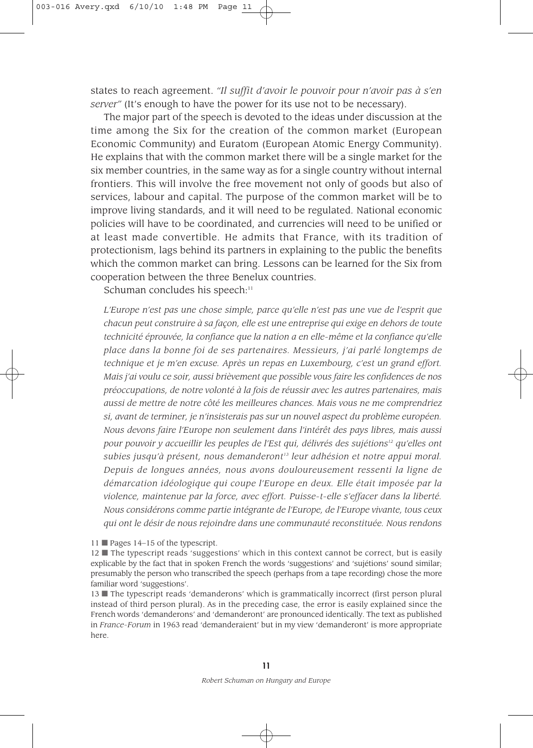states to reach agreement. *"Il suffit d'avoir le pouvoir pour n'avoir pas à s'en server"* (It's enough to have the power for its use not to be necessary).

The major part of the speech is devoted to the ideas under discussion at the time among the Six for the creation of the common market (European Economic Community) and Euratom (European Atomic Energy Community). He explains that with the common market there will be a single market for the six member countries, in the same way as for a single country without internal frontiers. This will involve the free movement not only of goods but also of services, labour and capital. The purpose of the common market will be to improve living standards, and it will need to be regulated. National economic policies will have to be coordinated, and currencies will need to be unified or at least made convertible. He admits that France, with its tradition of protectionism, lags behind its partners in explaining to the public the benefits which the common market can bring. Lessons can be learned for the Six from cooperation between the three Benelux countries.

Schuman concludes his speech:[11]

> *L'Europe n'est pas une chose simple, parce qu'elle n'est pas une vue de l'esprit que chacun peut construire à sa façon, elle est une entreprise qui exige en dehors de toute technicité éprouvée, la confiance que la nation a en elle-même et la confiance qu'elle place dans la bonne foi de ses partenaires. Messieurs, j'ai parlé longtemps de technique et je m'en excuse. Après un repas en Luxembourg, c'est un grand effort. Mais j'ai voulu ce soir, aussi brièvement que possible vous faire les confidences de nos préoccupations, de notre volonté à la fois de réussir avec les autres partenaires, mais aussi de mettre de notre côté les meilleures chances. Mais vous ne me comprendriez si, avant de terminer, je n'insisterais pas sur un nouvel aspect du problème européen. Nous devons faire l'Europe non seulement dans l'intérêt des pays libres, mais aussi pour pouvoir y accueillir les peuples de l'Est qui, délivrés des sujétions[12] qu'elles ont subies jusqu'à présent, nous demanderont[13] leur adhésion et notre appui moral. Depuis de longues années, nous avons douloureusement ressenti la ligne de démarcation idéologique qui coupe l'Europe en deux. Elle était imposée par la violence, maintenue par la force, avec effort. Puisse-t-elle s'effacer dans la liberté. Nous considérons comme partie intégrante de l'Europe, de l'Europe vivante, tous ceux qui ont le désir de nous rejoindre dans une communauté reconstituée. Nous rendons*

11 ■ Pages 14–15 of the typescript.

12 ■ The typescript reads 'suggestions' which in this context cannot be correct, but is easily explicable by the fact that in spoken French the words 'suggestions' and 'sujétions' sound similar; presumably the person who transcribed the speech (perhaps from a tape recording) chose the more familiar word 'suggestions'.

13 ■ The typescript reads 'demanderons' which is grammatically incorrect (first person plural instead of third person plural). As in the preceding case, the error is easily explained since the French words 'demanderons' and 'demanderont' are pronounced identically. The text as published in *France-Forum* in 1963 read 'demanderaient' but in my view 'demanderont' is more appropriate here.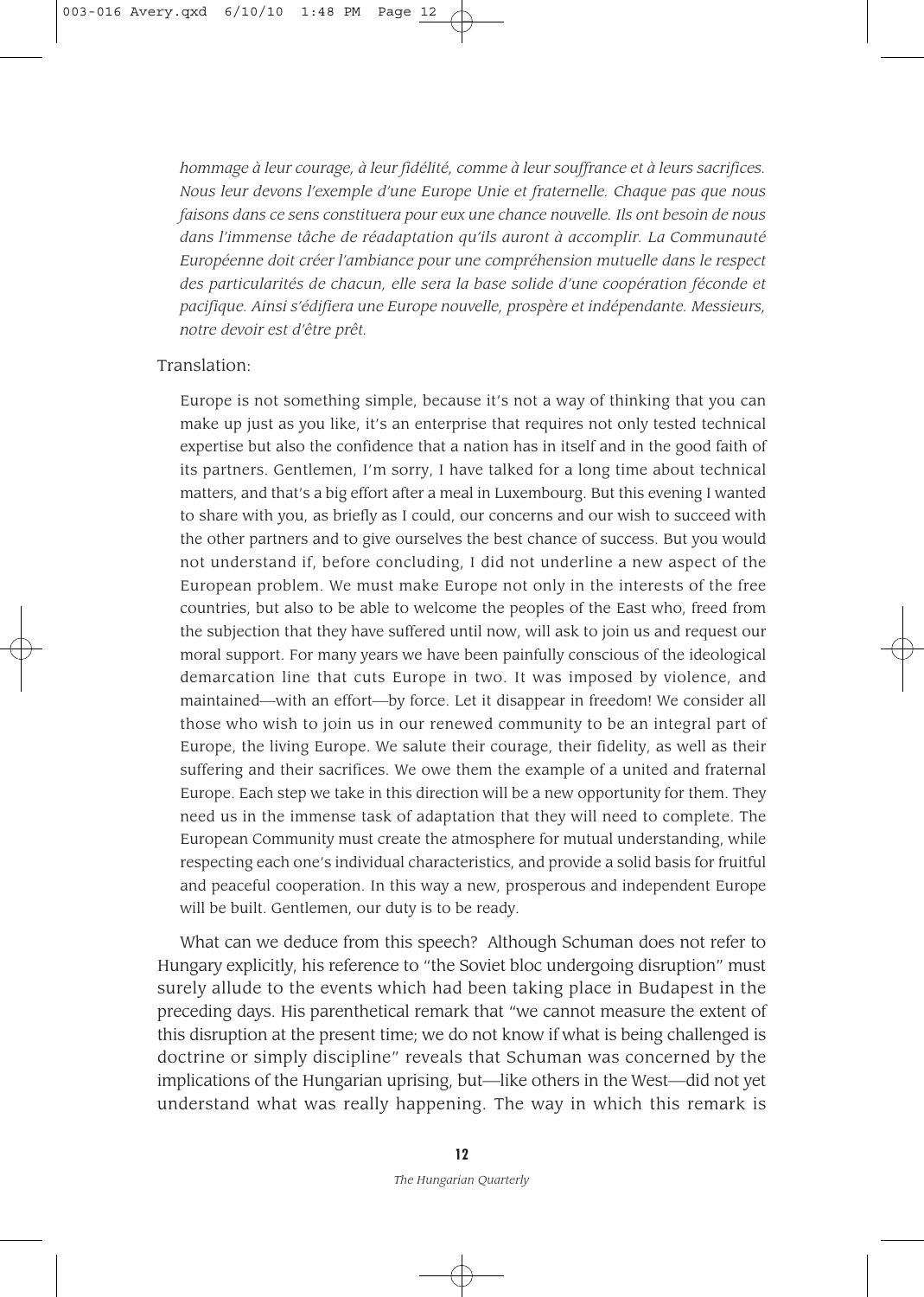*hommage à leur courage, à leur fidélité, comme à leur souffrance et à leurs sacrifices. Nous leur devons l'exemple d'une Europe Unie et fraternelle. Chaque pas que nous faisons dans ce sens constituera pour eux une chance nouvelle. Ils ont besoin de nous dans l'immense tâche de réadaptation qu'ils auront à accomplir. La Communauté Européenne doit créer l'ambiance pour une compréhension mutuelle dans le respect des particularités de chacun, elle sera la base solide d'une coopération féconde et pacifique. Ainsi s'édifiera une Europe nouvelle, prospère et indépendante. Messieurs, notre devoir est d'être prêt.*

Translation:

> Europe is not something simple, because it's not a way of thinking that you can make up just as you like, it's an enterprise that requires not only tested technical expertise but also the confidence that a nation has in itself and in the good faith of its partners. Gentlemen, I'm sorry, I have talked for a long time about technical matters, and that's a big effort after a meal in Luxembourg. But this evening I wanted to share with you, as briefly as I could, our concerns and our wish to succeed with the other partners and to give ourselves the best chance of success. But you would not understand if, before concluding, I did not underline a new aspect of the European problem. We must make Europe not only in the interests of the free countries, but also to be able to welcome the peoples of the East who, freed from the subjection that they have suffered until now, will ask to join us and request our moral support. For many years we have been painfully conscious of the ideological demarcation line that cuts Europe in two. It was imposed by violence, and maintained—with an effort—by force. Let it disappear in freedom! We consider all those who wish to join us in our renewed community to be an integral part of Europe, the living Europe. We salute their courage, their fidelity, as well as their suffering and their sacrifices. We owe them the example of a united and fraternal Europe. Each step we take in this direction will be a new opportunity for them. They need us in the immense task of adaptation that they will need to complete. The European Community must create the atmosphere for mutual understanding, while respecting each one's individual characteristics, and provide a solid basis for fruitful and peaceful cooperation. In this way a new, prosperous and independent Europe will be built. Gentlemen, our duty is to be ready.

What can we deduce from this speech? Although Schuman does not refer to Hungary explicitly, his reference to "the Soviet bloc undergoing disruption" must surely allude to the events which had been taking place in Budapest in the preceding days. His parenthetical remark that "we cannot measure the extent of this disruption at the present time; we do not know if what is being challenged is doctrine or simply discipline" reveals that Schuman was concerned by the implications of the Hungarian uprising, but—like others in the West—did not yet understand what was really happening. The way in which this remark is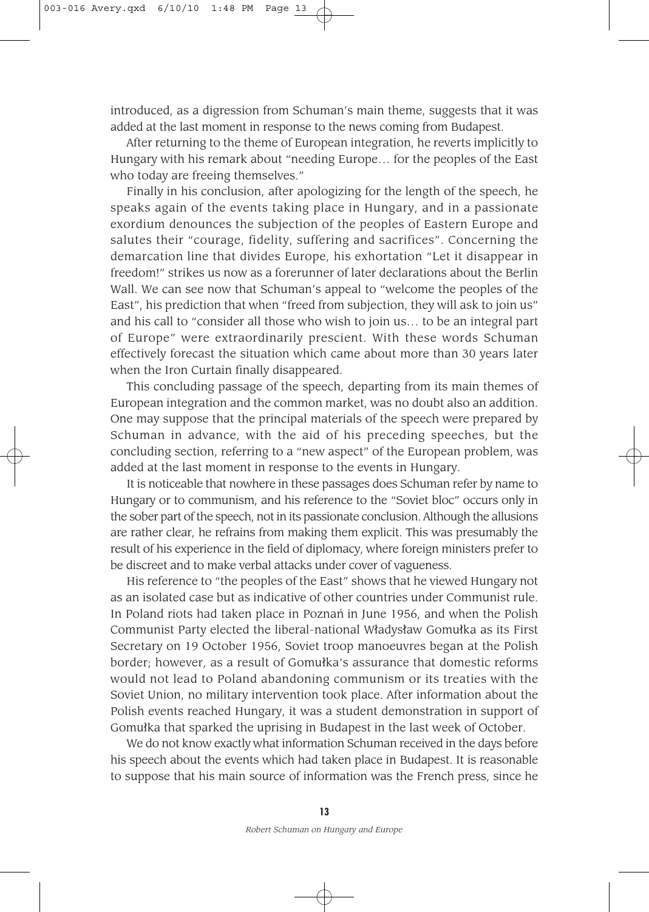introduced, as a digression from Schuman's main theme, suggests that it was added at the last moment in response to the news coming from Budapest.

After returning to the theme of European integration, he reverts implicitly to Hungary with his remark about "needing Europe… for the peoples of the East who today are freeing themselves."

Finally in his conclusion, after apologizing for the length of the speech, he speaks again of the events taking place in Hungary, and in a passionate exordium denounces the subjection of the peoples of Eastern Europe and salutes their "courage, fidelity, suffering and sacrifices". Concerning the demarcation line that divides Europe, his exhortation "Let it disappear in freedom!" strikes us now as a forerunner of later declarations about the Berlin Wall. We can see now that Schuman's appeal to "welcome the peoples of the East", his prediction that when "freed from subjection, they will ask to join us" and his call to "consider all those who wish to join us… to be an integral part of Europe" were extraordinarily prescient. With these words Schuman effectively forecast the situation which came about more than 30 years later when the Iron Curtain finally disappeared.

This concluding passage of the speech, departing from its main themes of European integration and the common market, was no doubt also an addition. One may suppose that the principal materials of the speech were prepared by Schuman in advance, with the aid of his preceding speeches, but the concluding section, referring to a "new aspect" of the European problem, was added at the last moment in response to the events in Hungary.

It is noticeable that nowhere in these passages does Schuman refer by name to Hungary or to communism, and his reference to the "Soviet bloc" occurs only in the sober part of the speech, not in its passionate conclusion. Although the allusions are rather clear, he refrains from making them explicit. This was presumably the result of his experience in the field of diplomacy, where foreign ministers prefer to be discreet and to make verbal attacks under cover of vagueness.

His reference to "the peoples of the East" shows that he viewed Hungary not as an isolated case but as indicative of other countries under Communist rule. In Poland riots had taken place in Poznań in June 1956, and when the Polish Communist Party elected the liberal-national Władysław Gomułka as its First Secretary on 19 October 1956, Soviet troop manoeuvres began at the Polish border; however, as a result of Gomułka's assurance that domestic reforms would not lead to Poland abandoning communism or its treaties with the Soviet Union, no military intervention took place. After information about the Polish events reached Hungary, it was a student demonstration in support of Gomułka that sparked the uprising in Budapest in the last week of October.

We do not know exactly what information Schuman received in the days before his speech about the events which had taken place in Budapest. It is reasonable to suppose that his main source of information was the French press, since he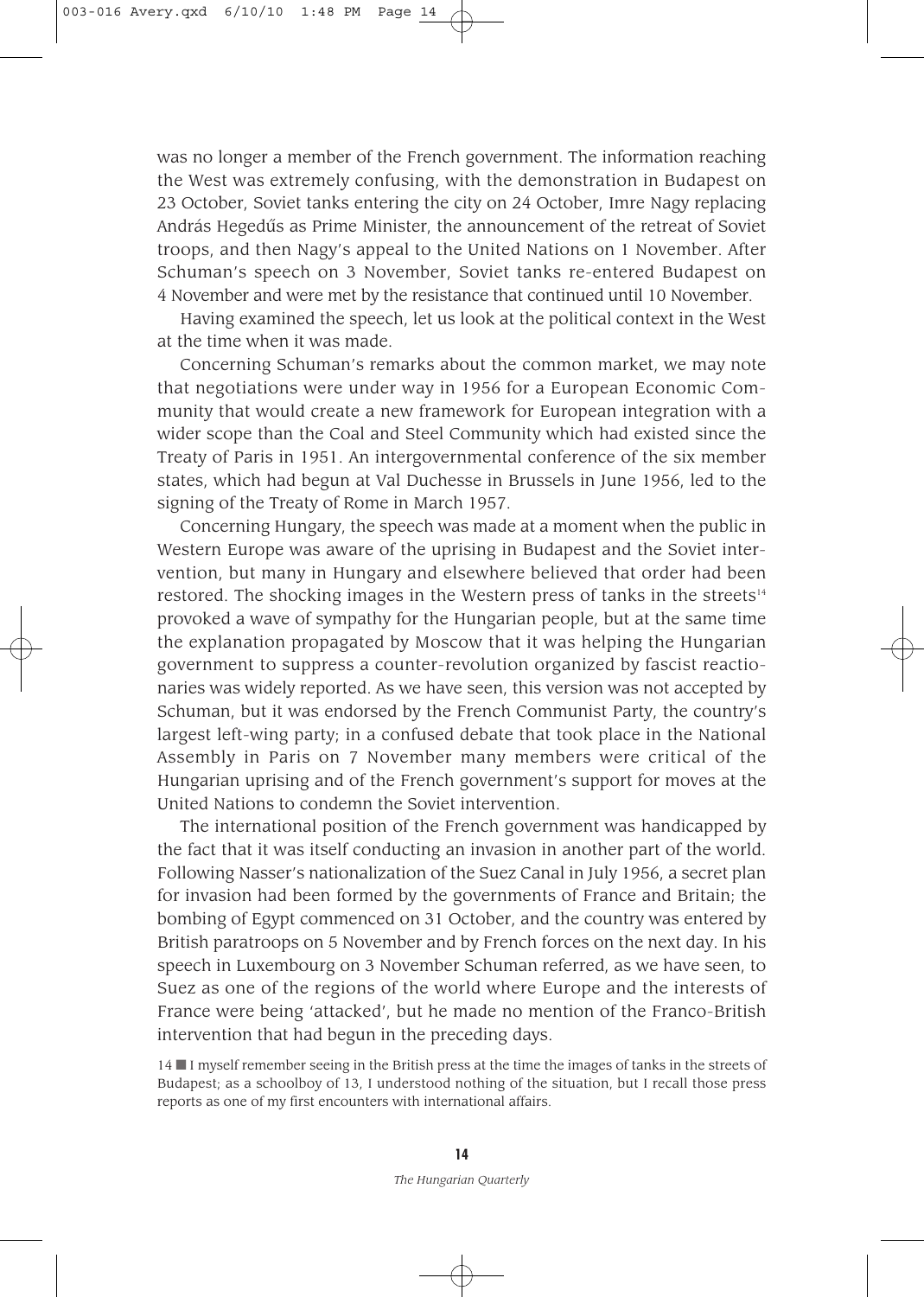was no longer a member of the French government. The information reaching the West was extremely confusing, with the demonstration in Budapest on 23 October, Soviet tanks entering the city on 24 October, Imre Nagy replacing András Hegedűs as Prime Minister, the announcement of the retreat of Soviet troops, and then Nagy's appeal to the United Nations on 1 November. After Schuman's speech on 3 November, Soviet tanks re-entered Budapest on 4 November and were met by the resistance that continued until 10 November.

Having examined the speech, let us look at the political context in the West at the time when it was made.

Concerning Schuman's remarks about the common market, we may note that negotiations were under way in 1956 for a European Economic Community that would create a new framework for European integration with a wider scope than the Coal and Steel Community which had existed since the Treaty of Paris in 1951. An intergovernmental conference of the six member states, which had begun at Val Duchesse in Brussels in June 1956, led to the signing of the Treaty of Rome in March 1957.

Concerning Hungary, the speech was made at a moment when the public in Western Europe was aware of the uprising in Budapest and the Soviet intervention, but many in Hungary and elsewhere believed that order had been restored. The shocking images in the Western press of tanks in the streets[14] provoked a wave of sympathy for the Hungarian people, but at the same time the explanation propagated by Moscow that it was helping the Hungarian government to suppress a counter-revolution organized by fascist reactionaries was widely reported. As we have seen, this version was not accepted by Schuman, but it was endorsed by the French Communist Party, the country's largest left-wing party; in a confused debate that took place in the National Assembly in Paris on 7 November many members were critical of the Hungarian uprising and of the French government's support for moves at the United Nations to condemn the Soviet intervention.

The international position of the French government was handicapped by the fact that it was itself conducting an invasion in another part of the world. Following Nasser's nationalization of the Suez Canal in July 1956, a secret plan for invasion had been formed by the governments of France and Britain; the bombing of Egypt commenced on 31 October, and the country was entered by British paratroops on 5 November and by French forces on the next day. In his speech in Luxembourg on 3 November Schuman referred, as we have seen, to Suez as one of the regions of the world where Europe and the interests of France were being 'attacked', but he made no mention of the Franco-British intervention that had begun in the preceding days.

14 ■ I myself remember seeing in the British press at the time the images of tanks in the streets of Budapest; as a schoolboy of 13, I understood nothing of the situation, but I recall those press reports as one of my first encounters with international affairs.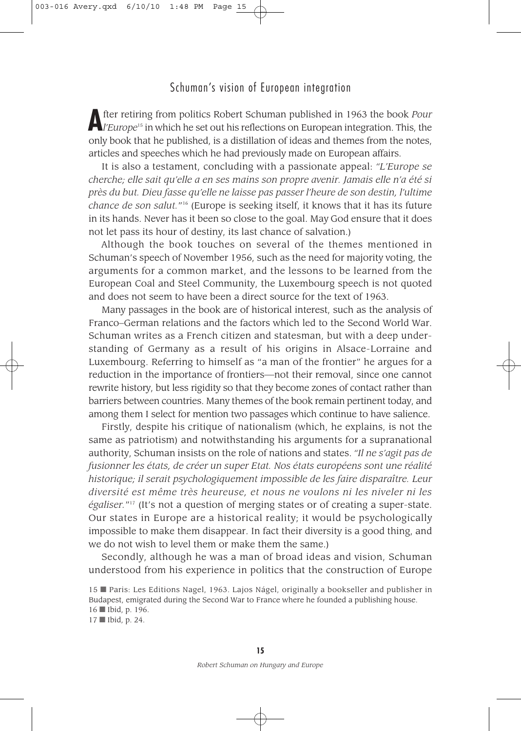## Schuman's vision of European integration

After retiring from politics Robert Schuman published in 1963 the book *Pour l'Europe*[15] in which he set out his reflections on European integration. This, the only book that he published, is a distillation of ideas and themes from the notes, articles and speeches which he had previously made on European affairs.

It is also a testament, concluding with a passionate appeal: *"L'Europe se cherche; elle sait qu'elle a en ses mains son propre avenir. Jamais elle n'a été si près du but. Dieu fasse qu'elle ne laisse pas passer l'heure de son destin, l'ultime chance de son salut."*[16] (Europe is seeking itself, it knows that it has its future in its hands. Never has it been so close to the goal. May God ensure that it does not let pass its hour of destiny, its last chance of salvation.)

Although the book touches on several of the themes mentioned in Schuman's speech of November 1956, such as the need for majority voting, the arguments for a common market, and the lessons to be learned from the European Coal and Steel Community, the Luxembourg speech is not quoted and does not seem to have been a direct source for the text of 1963.

Many passages in the book are of historical interest, such as the analysis of Franco–German relations and the factors which led to the Second World War. Schuman writes as a French citizen and statesman, but with a deep understanding of Germany as a result of his origins in Alsace-Lorraine and Luxembourg. Referring to himself as "a man of the frontier" he argues for a reduction in the importance of frontiers—not their removal, since one cannot rewrite history, but less rigidity so that they become zones of contact rather than barriers between countries. Many themes of the book remain pertinent today, and among them I select for mention two passages which continue to have salience.

Firstly, despite his critique of nationalism (which, he explains, is not the same as patriotism) and notwithstanding his arguments for a supranational authority, Schuman insists on the role of nations and states. *"Il ne s'agit pas de fusionner les états, de créer un super Etat. Nos états européens sont une réalité historique; il serait psychologiquement impossible de les faire disparaître. Leur diversité est même très heureuse, et nous ne voulons ni les niveler ni les égaliser."*[17] (It's not a question of merging states or of creating a super-state. Our states in Europe are a historical reality; it would be psychologically impossible to make them disappear. In fact their diversity is a good thing, and we do not wish to level them or make them the same.)

Secondly, although he was a man of broad ideas and vision, Schuman understood from his experience in politics that the construction of Europe

15 ■ Paris: Les Editions Nagel, 1963. Lajos Nágel, originally a bookseller and publisher in Budapest, emigrated during the Second War to France where he founded a publishing house.

16 ■ Ibid, p. 196.

17 ■ Ibid, p. 24.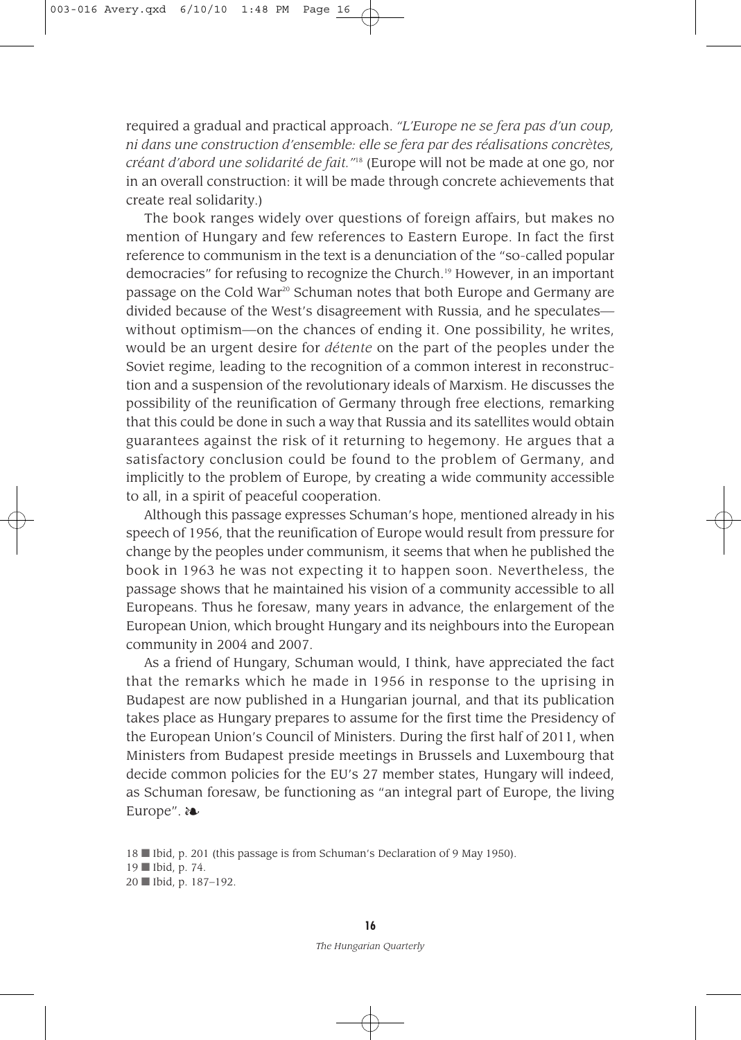required a gradual and practical approach. *"L'Europe ne se fera pas d'un coup, ni dans une construction d'ensemble: elle se fera par des réalisations concrètes, créant d'abord une solidarité de fait."*[18] (Europe will not be made at one go, nor in an overall construction: it will be made through concrete achievements that create real solidarity.)

The book ranges widely over questions of foreign affairs, but makes no mention of Hungary and few references to Eastern Europe. In fact the first reference to communism in the text is a denunciation of the "so-called popular democracies" for refusing to recognize the Church.[19] However, in an important passage on the Cold War[20] Schuman notes that both Europe and Germany are divided because of the West's disagreement with Russia, and he speculates—without optimism—on the chances of ending it. One possibility, he writes, would be an urgent desire for *détente* on the part of the peoples under the Soviet regime, leading to the recognition of a common interest in reconstruction and a suspension of the revolutionary ideals of Marxism. He discusses the possibility of the reunification of Germany through free elections, remarking that this could be done in such a way that Russia and its satellites would obtain guarantees against the risk of it returning to hegemony. He argues that a satisfactory conclusion could be found to the problem of Germany, and implicitly to the problem of Europe, by creating a wide community accessible to all, in a spirit of peaceful cooperation.

Although this passage expresses Schuman's hope, mentioned already in his speech of 1956, that the reunification of Europe would result from pressure for change by the peoples under communism, it seems that when he published the book in 1963 he was not expecting it to happen soon. Nevertheless, the passage shows that he maintained his vision of a community accessible to all Europeans. Thus he foresaw, many years in advance, the enlargement of the European Union, which brought Hungary and its neighbours into the European community in 2004 and 2007.

As a friend of Hungary, Schuman would, I think, have appreciated the fact that the remarks which he made in 1956 in response to the uprising in Budapest are now published in a Hungarian journal, and that its publication takes place as Hungary prepares to assume for the first time the Presidency of the European Union's Council of Ministers. During the first half of 2011, when Ministers from Budapest preside meetings in Brussels and Luxembourg that decide common policies for the EU's 27 member states, Hungary will indeed, as Schuman foresaw, be functioning as "an integral part of Europe, the living Europe". ❧

18 ■ Ibid, p. 201 (this passage is from Schuman's Declaration of 9 May 1950).

19 ■ Ibid, p. 74.

20 ■ Ibid, p. 187–192.